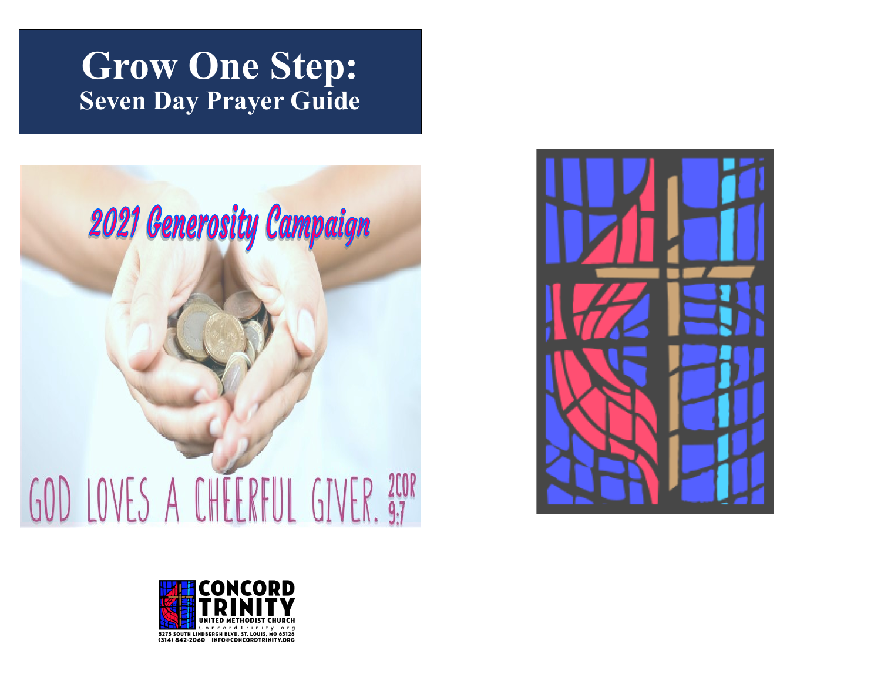# Grow One Step:
## Seven Day Prayer Guide

2021 Generosity Campaign

GOD LOVES A CHEERFUL GIVER. 2COR 9:7

CONCORD TRINITY
UNITED METHODIST CHURCH
ConcordTrinity.org
5275 SOUTH LINDBERGH BLVD. ST. LOUIS, MO 63126
(314) 842-2060 INFO@CONCORDTRINITY.ORG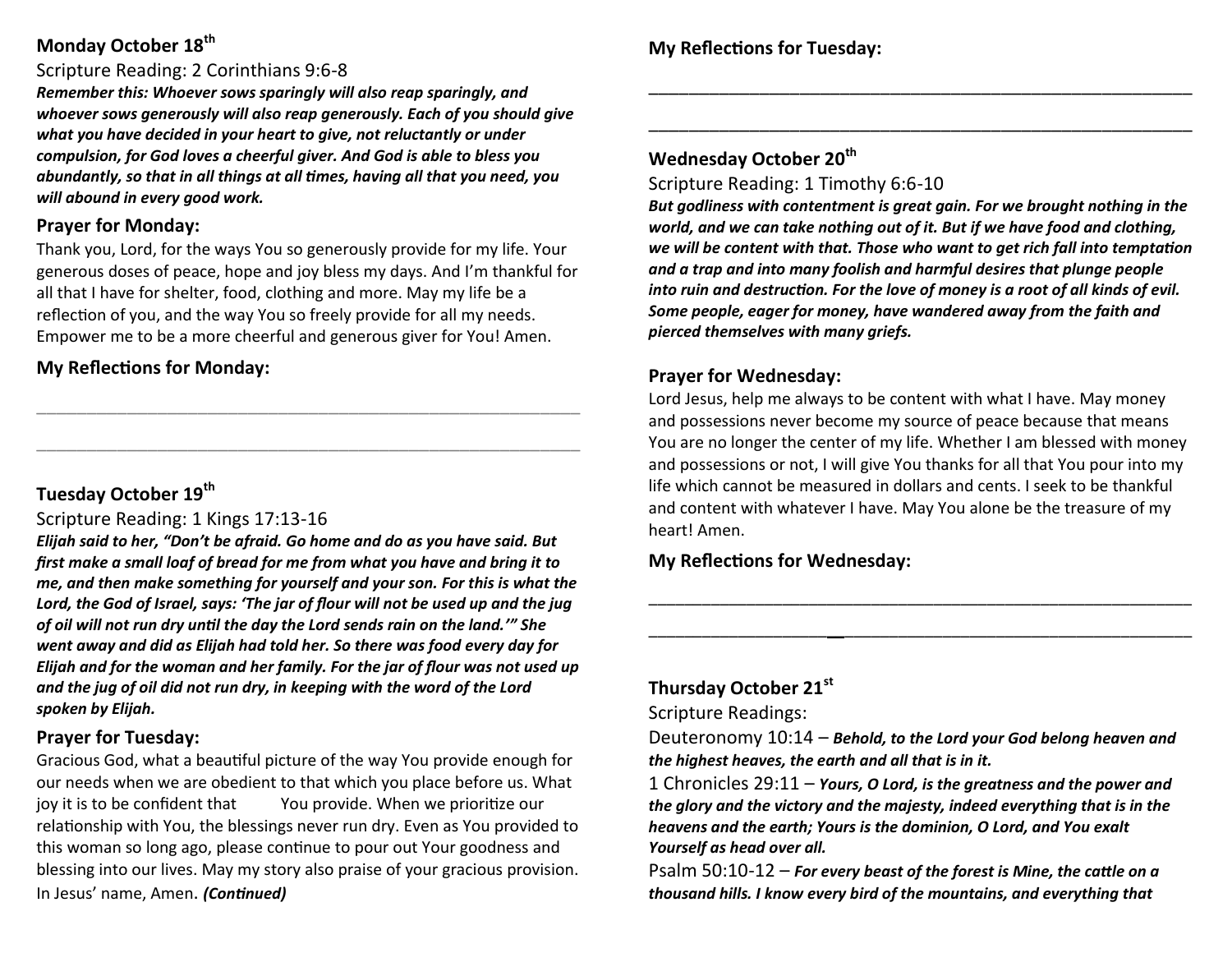## Monday October 18th

Scripture Reading: 2 Corinthians 9:6-8

***Remember this: Whoever sows sparingly will also reap sparingly, and whoever sows generously will also reap generously. Each of you should give what you have decided in your heart to give, not reluctantly or under compulsion, for God loves a cheerful giver. And God is able to bless you abundantly, so that in all things at all times, having all that you need, you will abound in every good work.***

### Prayer for Monday:

Thank you, Lord, for the ways You so generously provide for my life. Your generous doses of peace, hope and joy bless my days. And I'm thankful for all that I have for shelter, food, clothing and more. May my life be a reflection of you, and the way You so freely provide for all my needs. Empower me to be a more cheerful and generous giver for You! Amen.

### My Reflections for Monday:

\_\_\_\_\_\_\_\_\_\_\_\_\_\_\_\_\_\_\_\_\_\_\_\_\_\_\_\_\_\_\_\_\_\_\_\_\_\_\_\_\_\_\_\_\_\_\_\_\_\_\_\_\_\_\_\_

\_\_\_\_\_\_\_\_\_\_\_\_\_\_\_\_\_\_\_\_\_\_\_\_\_\_\_\_\_\_\_\_\_\_\_\_\_\_\_\_\_\_\_\_\_\_\_\_\_\_\_\_\_\_\_\_

## Tuesday October 19th

Scripture Reading: 1 Kings 17:13-16

***Elijah said to her, "Don't be afraid. Go home and do as you have said. But first make a small loaf of bread for me from what you have and bring it to me, and then make something for yourself and your son. For this is what the Lord, the God of Israel, says: 'The jar of flour will not be used up and the jug of oil will not run dry until the day the Lord sends rain on the land.'" She went away and did as Elijah had told her. So there was food every day for Elijah and for the woman and her family. For the jar of flour was not used up and the jug of oil did not run dry, in keeping with the word of the Lord spoken by Elijah.***

### Prayer for Tuesday:

Gracious God, what a beautiful picture of the way You provide enough for our needs when we are obedient to that which you place before us. What joy it is to be confident that You provide. When we prioritize our relationship with You, the blessings never run dry. Even as You provided to this woman so long ago, please continue to pour out Your goodness and blessing into our lives. May my story also praise of your gracious provision. In Jesus' name, Amen. ***(Continued)***

### My Reflections for Tuesday:

\_\_\_\_\_\_\_\_\_\_\_\_\_\_\_\_\_\_\_\_\_\_\_\_\_\_\_\_\_\_\_\_\_\_\_\_\_\_\_\_\_\_\_\_\_\_\_\_\_\_\_\_\_\_\_\_

\_\_\_\_\_\_\_\_\_\_\_\_\_\_\_\_\_\_\_\_\_\_\_\_\_\_\_\_\_\_\_\_\_\_\_\_\_\_\_\_\_\_\_\_\_\_\_\_\_\_\_\_\_\_\_\_

## Wednesday October 20th

Scripture Reading: 1 Timothy 6:6-10

***But godliness with contentment is great gain. For we brought nothing in the world, and we can take nothing out of it. But if we have food and clothing, we will be content with that. Those who want to get rich fall into temptation and a trap and into many foolish and harmful desires that plunge people into ruin and destruction. For the love of money is a root of all kinds of evil. Some people, eager for money, have wandered away from the faith and pierced themselves with many griefs.***

### Prayer for Wednesday:

Lord Jesus, help me always to be content with what I have. May money and possessions never become my source of peace because that means You are no longer the center of my life. Whether I am blessed with money and possessions or not, I will give You thanks for all that You pour into my life which cannot be measured in dollars and cents. I seek to be thankful and content with whatever I have. May You alone be the treasure of my heart! Amen.

### My Reflections for Wednesday:

\_\_\_\_\_\_\_\_\_\_\_\_\_\_\_\_\_\_\_\_\_\_\_\_\_\_\_\_\_\_\_\_\_\_\_\_\_\_\_\_\_\_\_\_\_\_\_\_\_\_\_\_\_\_\_\_

\_\_\_\_\_\_\_\_\_\_\_\_\_\_\_\_\_\_\_\_\_\_\_\_\_\_\_\_\_\_\_\_\_\_\_\_\_\_\_\_\_\_\_\_\_\_\_\_\_\_\_\_\_\_\_\_

## Thursday October 21st

Scripture Readings:

Deuteronomy 10:14 – ***Behold, to the Lord your God belong heaven and the highest heaves, the earth and all that is in it.***

1 Chronicles 29:11 – ***Yours, O Lord, is the greatness and the power and the glory and the victory and the majesty, indeed everything that is in the heavens and the earth; Yours is the dominion, O Lord, and You exalt Yourself as head over all.***

Psalm 50:10-12 – ***For every beast of the forest is Mine, the cattle on a thousand hills. I know every bird of the mountains, and everything that***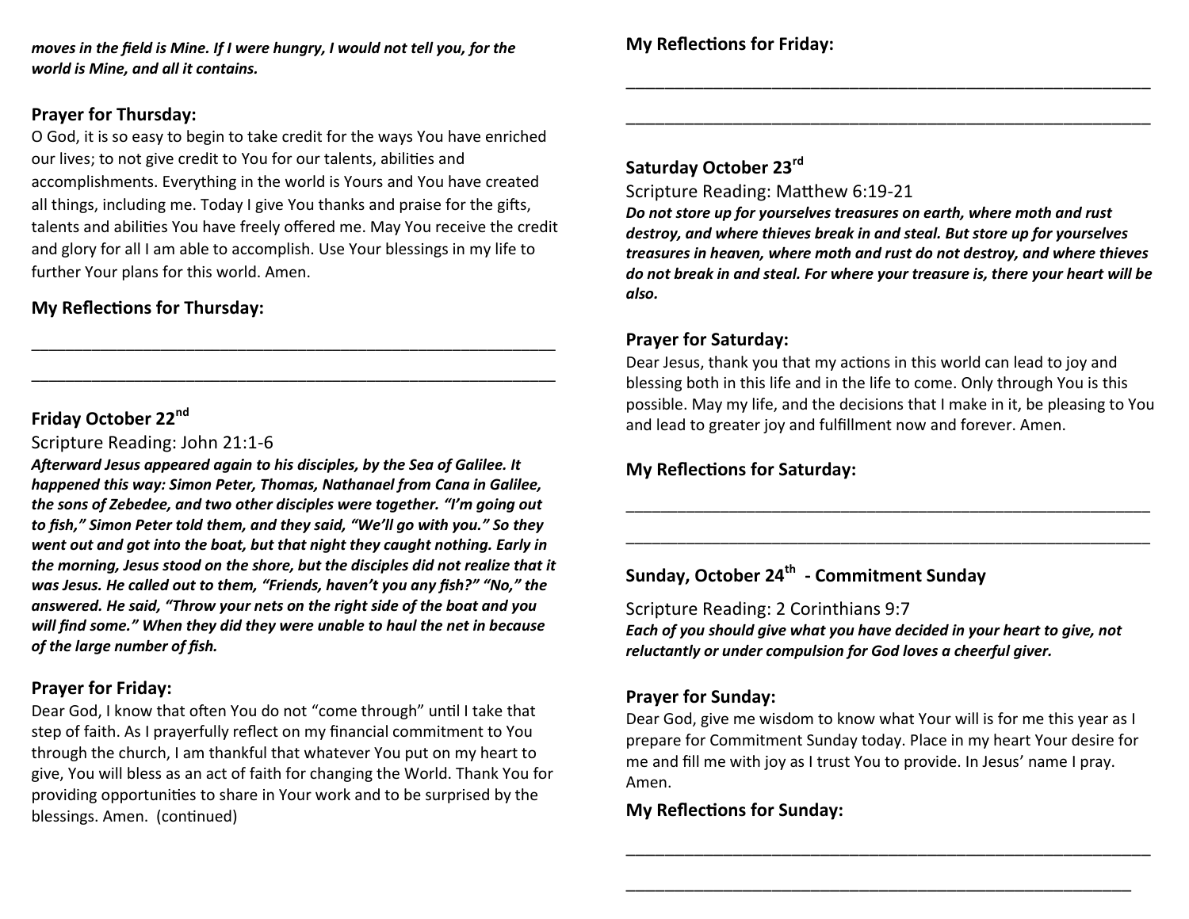***moves in the field is Mine. If I were hungry, I would not tell you, for the world is Mine, and all it contains.***

### Prayer for Thursday:

O God, it is so easy to begin to take credit for the ways You have enriched our lives; to not give credit to You for our talents, abilities and accomplishments. Everything in the world is Yours and You have created all things, including me. Today I give You thanks and praise for the gifts, talents and abilities You have freely offered me. May You receive the credit and glory for all I am able to accomplish. Use Your blessings in my life to further Your plans for this world. Amen.

### My Reflections for Thursday:

_______________________________________________________________

_______________________________________________________________

### Friday October 22nd

Scripture Reading: John 21:1-6

***Afterward Jesus appeared again to his disciples, by the Sea of Galilee. It happened this way: Simon Peter, Thomas, Nathanael from Cana in Galilee, the sons of Zebedee, and two other disciples were together. "I'm going out to fish," Simon Peter told them, and they said, "We'll go with you." So they went out and got into the boat, but that night they caught nothing. Early in the morning, Jesus stood on the shore, but the disciples did not realize that it was Jesus. He called out to them, "Friends, haven't you any fish?" "No," the answered. He said, "Throw your nets on the right side of the boat and you will find some." When they did they were unable to haul the net in because of the large number of fish.***

### Prayer for Friday:

Dear God, I know that often You do not "come through" until I take that step of faith. As I prayerfully reflect on my financial commitment to You through the church, I am thankful that whatever You put on my heart to give, You will bless as an act of faith for changing the World. Thank You for providing opportunities to share in Your work and to be surprised by the blessings. Amen. (continued)

### My Reflections for Friday:

_______________________________________________________________

_______________________________________________________________

### Saturday October 23rd

Scripture Reading: Matthew 6:19-21

***Do not store up for yourselves treasures on earth, where moth and rust destroy, and where thieves break in and steal. But store up for yourselves treasures in heaven, where moth and rust do not destroy, and where thieves do not break in and steal. For where your treasure is, there your heart will be also.***

### Prayer for Saturday:

Dear Jesus, thank you that my actions in this world can lead to joy and blessing both in this life and in the life to come. Only through You is this possible. May my life, and the decisions that I make in it, be pleasing to You and lead to greater joy and fulfillment now and forever. Amen.

### My Reflections for Saturday:

_______________________________________________________________

_______________________________________________________________

### Sunday, October 24th - Commitment Sunday

Scripture Reading: 2 Corinthians 9:7

***Each of you should give what you have decided in your heart to give, not reluctantly or under compulsion for God loves a cheerful giver.***

### Prayer for Sunday:

Dear God, give me wisdom to know what Your will is for me this year as I prepare for Commitment Sunday today. Place in my heart Your desire for me and fill me with joy as I trust You to provide. In Jesus' name I pray. Amen.

### My Reflections for Sunday:

_______________________________________________________________

_______________________________________________________________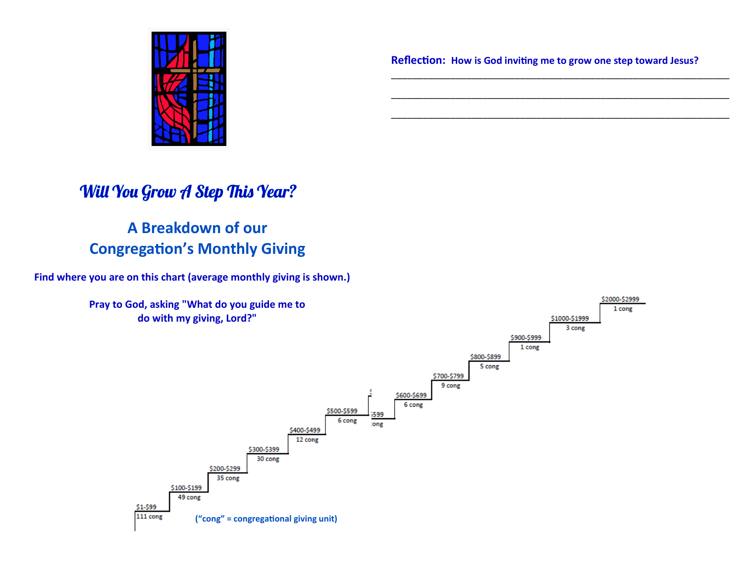**Reflection: How is God inviting me to grow one step toward Jesus?**

______________________________________________________________

______________________________________________________________

______________________________________________________________

## *Will You Grow A Step This Year?*

## A Breakdown of our Congregation's Monthly Giving

**Find where you are on this chart (average monthly giving is shown.)**

**Pray to God, asking "What do you guide me to do with my giving, Lord?"**

| Monthly Giving | Congregational Giving Units |
|---|---|
| $1-$99 | 111 cong |
| $100-$199 | 49 cong |
| $200-$299 | 35 cong |
| $300-$399 | 30 cong |
| $400-$499 | 12 cong |
| $500-$599 | 6 cong |
| $599 | ong |
| $600-$699 | 6 cong |
| $700-$799 | 9 cong |
| $800-$899 | 5 cong |
| $900-$999 | 1 cong |
| $1000-$1999 | 3 cong |
| $2000-$2999 | 1 cong |

**("cong" = congregational giving unit)**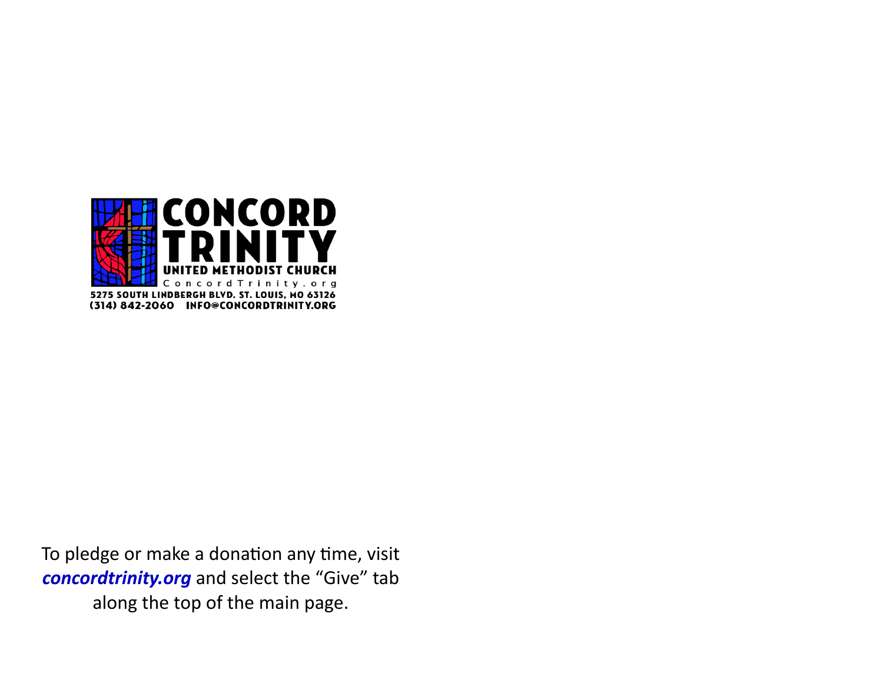**CONCORD TRINITY**

**UNITED METHODIST CHURCH**

ConcordTrinity.org

**5275 SOUTH LINDBERGH BLVD. ST. LOUIS, MO 63126**

**(314) 842-2060 INFO@CONCORDTRINITY.ORG**

To pledge or make a donation any time, visit ***concordtrinity.org*** and select the "Give" tab along the top of the main page.